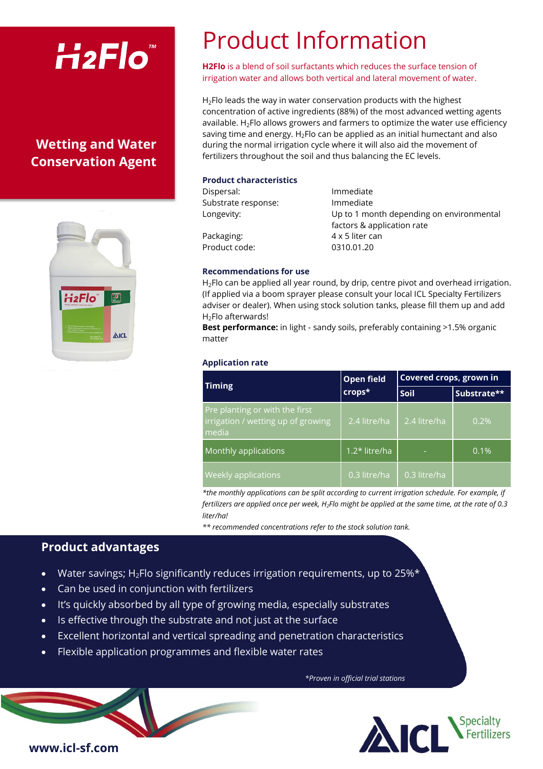# H2Flo™

## Wetting and Water Conservation Agent

# Product Information

**H2Flo** is a blend of soil surfactants which reduces the surface tension of irrigation water and allows both vertical and lateral movement of water.

$H_2$Flo leads the way in water conservation products with the highest concentration of active ingredients (88%) of the most advanced wetting agents available. $H_2$Flo allows growers and farmers to optimize the water use efficiency saving time and energy. $H_2$Flo can be applied as an initial humectant and also during the normal irrigation cycle where it will also aid the movement of fertilizers throughout the soil and thus balancing the EC levels.

### Product characteristics

| | |
|---|---|
| Dispersal: | Immediate |
| Substrate response: | Immediate |
| Longevity: | Up to 1 month depending on environmental factors & application rate |
| Packaging: | 4 x 5 liter can |
| Product code: | 0310.01.20 |

### Recommendations for use

$H_2$Flo can be applied all year round, by drip, centre pivot and overhead irrigation. (If applied via a boom sprayer please consult your local ICL Specialty Fertilizers adviser or dealer). When using stock solution tanks, please fill them up and add $H_2$Flo afterwards!

**Best performance:** in light - sandy soils, preferably containing >1.5% organic matter

### Application rate

| Timing | Open field crops* | Covered crops, grown in | |
|---|---|---|---|
| | | Soil | Substrate** |
| Pre planting or with the first irrigation / wetting up of growing media | 2.4 litre/ha | 2.4 litre/ha | 0.2% |
| Monthly applications | 1.2* litre/ha | - | 0.1% |
| Weekly applications | 0.3 litre/ha | 0.3 litre/ha | |

*\*the monthly applications can be split according to current irrigation schedule. For example, if fertilizers are applied once per week, $H_2$Flo might be applied at the same time, at the rate of 0.3 liter/ha!*

*\*\* recommended concentrations refer to the stock solution tank.*

## Product advantages

- Water savings; $H_2$Flo significantly reduces irrigation requirements, up to 25%*
- Can be used in conjunction with fertilizers
- It's quickly absorbed by all type of growing media, especially substrates
- Is effective through the substrate and not just at the surface
- Excellent horizontal and vertical spreading and penetration characteristics
- Flexible application programmes and flexible water rates

*\*Proven in official trial stations*

**www.icl-sf.com**

ICL Specialty Fertilizers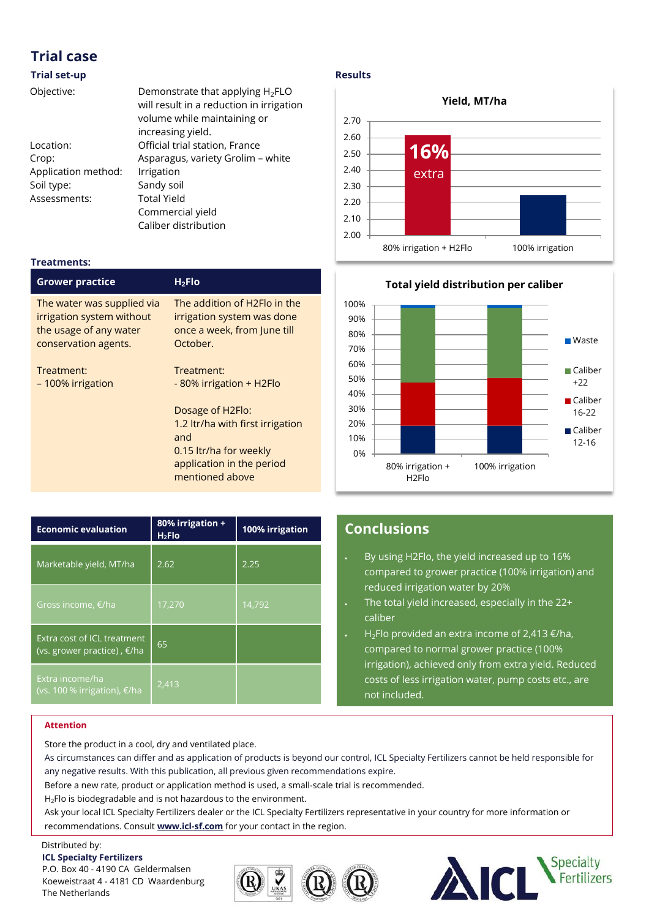## Trial case

### Trial set-up

| | |
|---|---|
| Objective: | Demonstrate that applying $H_2$FLO will result in a reduction in irrigation volume while maintaining or increasing yield. |
| Location: | Official trial station, France |
| Crop: | Asparagus, variety Grolim – white |
| Application method: | Irrigation |
| Soil type: | Sandy soil |
| Assessments: | Total Yield<br>Commercial yield<br>Caliber distribution |

### Treatments:

| Grower practice | $H_2$Flo |
|---|---|
| The water was supplied via irrigation system without the usage of any water conservation agents.<br><br>Treatment:<br>– 100% irrigation | The addition of H2Flo in the irrigation system was done once a week, from June till October.<br><br>Treatment:<br>- 80% irrigation + H2Flo<br><br>Dosage of H2Flo:<br>1.2 ltr/ha with first irrigation and<br>0.15 ltr/ha for weekly application in the period mentioned above |

### Results

Yield, MT/ha

2.70
2.60
2.50
2.40
2.30
2.20
2.10
2.00

16%
extra

80% irrigation + H2Flo
100% irrigation

Total yield distribution per caliber

100%
90%
80%
70%
60%
50%
40%
30%
20%
10%
0%

80% irrigation + H2Flo
100% irrigation

Waste
Caliber +22
Caliber 16-22
Caliber 12-16

| Economic evaluation | 80% irrigation + $H_2$Flo | 100% irrigation |
|---|---|---|
| Marketable yield, MT/ha | 2.62 | 2.25 |
| Gross income, €/ha | 17,270 | 14,792 |
| Extra cost of ICL treatment (vs. grower practice) , €/ha | 65 | |
| Extra income/ha (vs. 100 % irrigation), €/ha | 2,413 | |

## Conclusions

- By using H2Flo, the yield increased up to 16% compared to grower practice (100% irrigation) and reduced irrigation water by 20%
- The total yield increased, especially in the 22+ caliber
- $H_2$Flo provided an extra income of 2,413 €/ha, compared to normal grower practice (100% irrigation), achieved only from extra yield. Reduced costs of less irrigation water, pump costs etc., are not included.

**Attention**

Store the product in a cool, dry and ventilated place.
As circumstances can differ and as application of products is beyond our control, ICL Specialty Fertilizers cannot be held responsible for any negative results. With this publication, all previous given recommendations expire.
Before a new rate, product or application method is used, a small-scale trial is recommended.
$H_2$Flo is biodegradable and is not hazardous to the environment.
Ask your local ICL Specialty Fertilizers dealer or the ICL Specialty Fertilizers representative in your country for more information or recommendations. Consult **www.icl-sf.com** for your contact in the region.

Distributed by:
**ICL Specialty Fertilizers**
P.O. Box 40 - 4190 CA Geldermalsen
Koeweistraat 4 - 4181 CD Waardenburg
The Netherlands

ICL Specialty Fertilizers